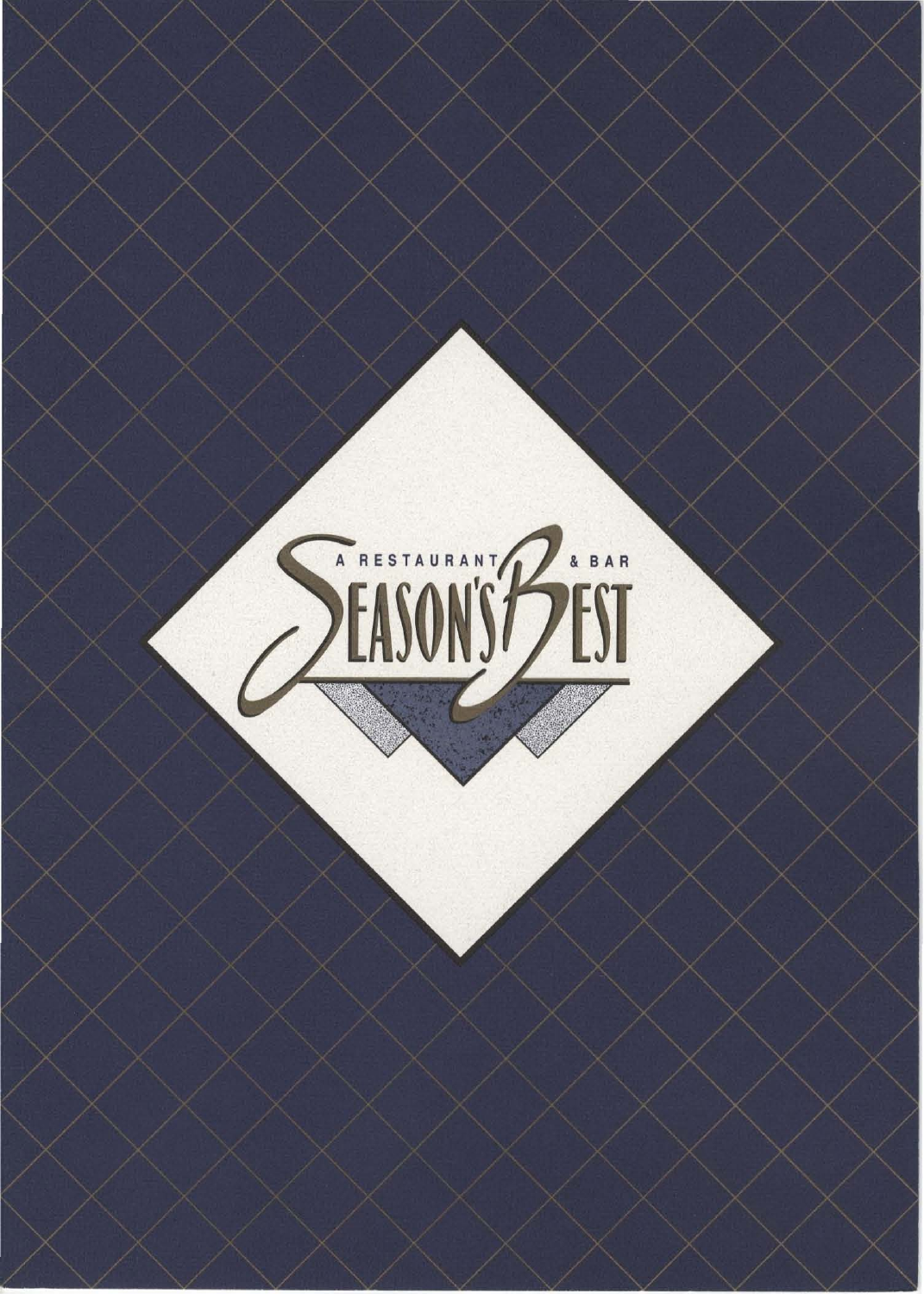A RESTAURANT & BAR

# SEASON'S BEST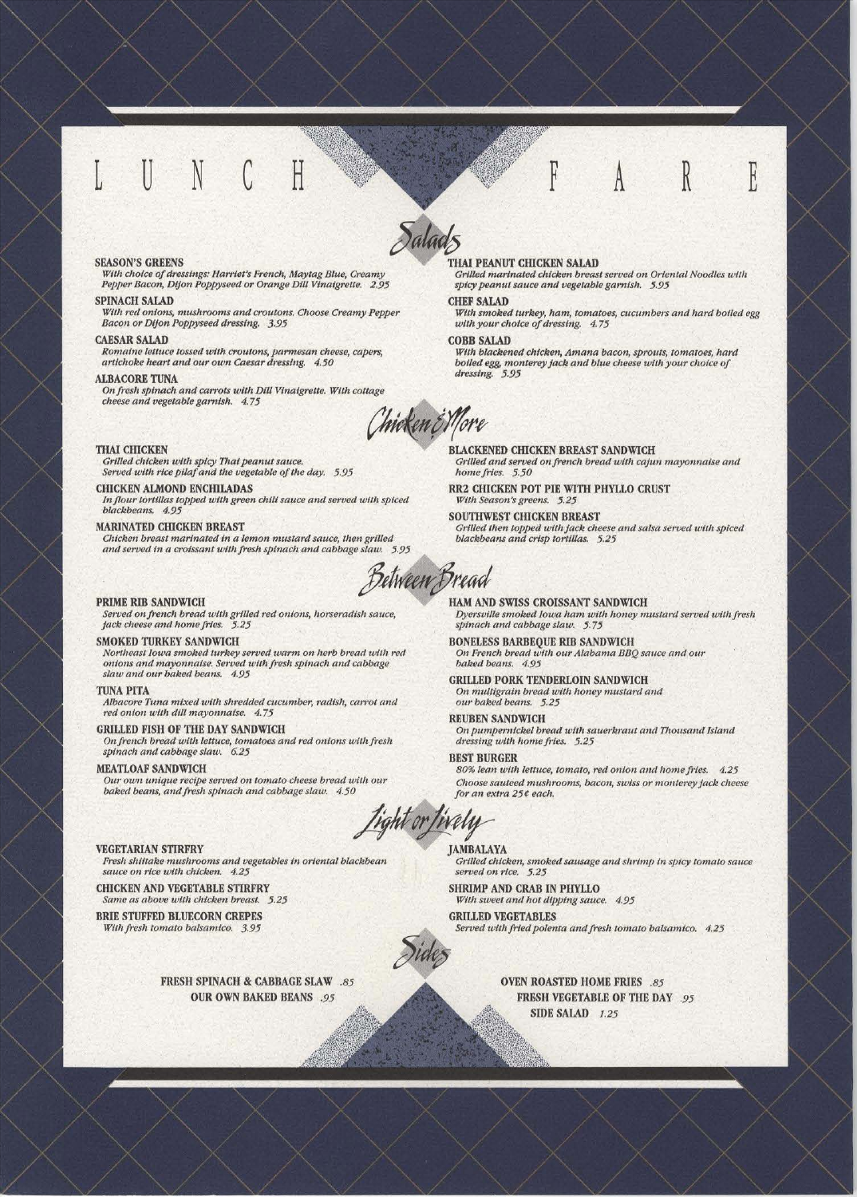# LUNCH FARE

## Salads

**SEASON'S GREENS**
*With choice of dressings: Harriet's French, Maytag Blue, Creamy Pepper Bacon, Dijon Poppyseed or Orange Dill Vinaigrette.* 2.95

**SPINACH SALAD**
*With red onions, mushrooms and croutons. Choose Creamy Pepper Bacon or Dijon Poppyseed dressing.* 3.95

**CAESAR SALAD**
*Romaine lettuce tossed with croutons, parmesan cheese, capers, artichoke heart and our own Caesar dressing.* 4.50

**ALBACORE TUNA**
*On fresh spinach and carrots with Dill Vinaigrette. With cottage cheese and vegetable garnish.* 4.75

**THAI PEANUT CHICKEN SALAD**
*Grilled marinated chicken breast served on Oriental Noodles with spicy peanut sauce and vegetable garnish.* 5.95

**CHEF SALAD**
*With smoked turkey, ham, tomatoes, cucumbers and hard boiled egg with your choice of dressing.* 4.75

**COBB SALAD**
*With blackened chicken, Amana bacon, sprouts, tomatoes, hard boiled egg, monterey jack and blue cheese with your choice of dressing.* 5.95

## Chicken & More

**THAI CHICKEN**
*Grilled chicken with spicy Thai peanut sauce. Served with rice pilaf and the vegetable of the day.* 5.95

**CHICKEN ALMOND ENCHILADAS**
*In flour tortillas topped with green chili sauce and served with spiced blackbeans.* 4.95

**MARINATED CHICKEN BREAST**
*Chicken breast marinated in a lemon mustard sauce, then grilled and served in a croissant with fresh spinach and cabbage slaw.* 5.95

**BLACKENED CHICKEN BREAST SANDWICH**
*Grilled and served on french bread with cajun mayonnaise and home fries.* 5.50

**RR2 CHICKEN POT PIE WITH PHYLLO CRUST**
*With Season's greens.* 5.25

**SOUTHWEST CHICKEN BREAST**
*Grilled then topped with jack cheese and salsa served with spiced blackbeans and crisp tortillas.* 5.25

## Between Bread

**PRIME RIB SANDWICH**
*Served on french bread with grilled red onions, horseradish sauce, jack cheese and home fries.* 5.25

**SMOKED TURKEY SANDWICH**
*Northeast Iowa smoked turkey served warm on herb bread with red onions and mayonnaise. Served with fresh spinach and cabbage slaw and our baked beans.* 4.95

**TUNA PITA**
*Albacore Tuna mixed with shredded cucumber, radish, carrot and red onion with dill mayonnaise.* 4.75

**GRILLED FISH OF THE DAY SANDWICH**
*On french bread with lettuce, tomatoes and red onions with fresh spinach and cabbage slaw.* 6.25

**MEATLOAF SANDWICH**
*Our own unique recipe served on tomato cheese bread with our baked beans, and fresh spinach and cabbage slaw.* 4.50

**HAM AND SWISS CROISSANT SANDWICH**
*Dyersville smoked Iowa ham with honey mustard served with fresh spinach and cabbage slaw.* 5.75

**BONELESS BARBEQUE RIB SANDWICH**
*On French bread with our Alabama BBQ sauce and our baked beans.* 4.95

**GRILLED PORK TENDERLOIN SANDWICH**
*On multigrain bread with honey mustard and our baked beans.* 5.25

**REUBEN SANDWICH**
*On pumpernickel bread with sauerkraut and Thousand Island dressing with home fries.* 5.25

**BEST BURGER**
*80% lean with lettuce, tomato, red onion and home fries.* 4.25
*Choose sauteed mushrooms, bacon, swiss or monterey jack cheese for an extra 25¢ each.*

## Light or Lively

**VEGETARIAN STIRFRY**
*Fresh shiitake mushrooms and vegetables in oriental blackbean sauce on rice with chicken.* 4.25

**CHICKEN AND VEGETABLE STIRFRY**
*Same as above with chicken breast.* 5.25

**BRIE STUFFED BLUECORN CREPES**
*With fresh tomato balsamico.* 3.95

**JAMBALAYA**
*Grilled chicken, smoked sausage and shrimp in spicy tomato sauce served on rice.* 5.25

**SHRIMP AND CRAB IN PHYLLO**
*With sweet and hot dipping sauce.* 4.95

**GRILLED VEGETABLES**
*Served with fried polenta and fresh tomato balsamico.* 4.25

## Sides

**FRESH SPINACH & CABBAGE SLAW** .85
**OUR OWN BAKED BEANS** .95
**OVEN ROASTED HOME FRIES** .85
**FRESH VEGETABLE OF THE DAY** .95
**SIDE SALAD** 1.25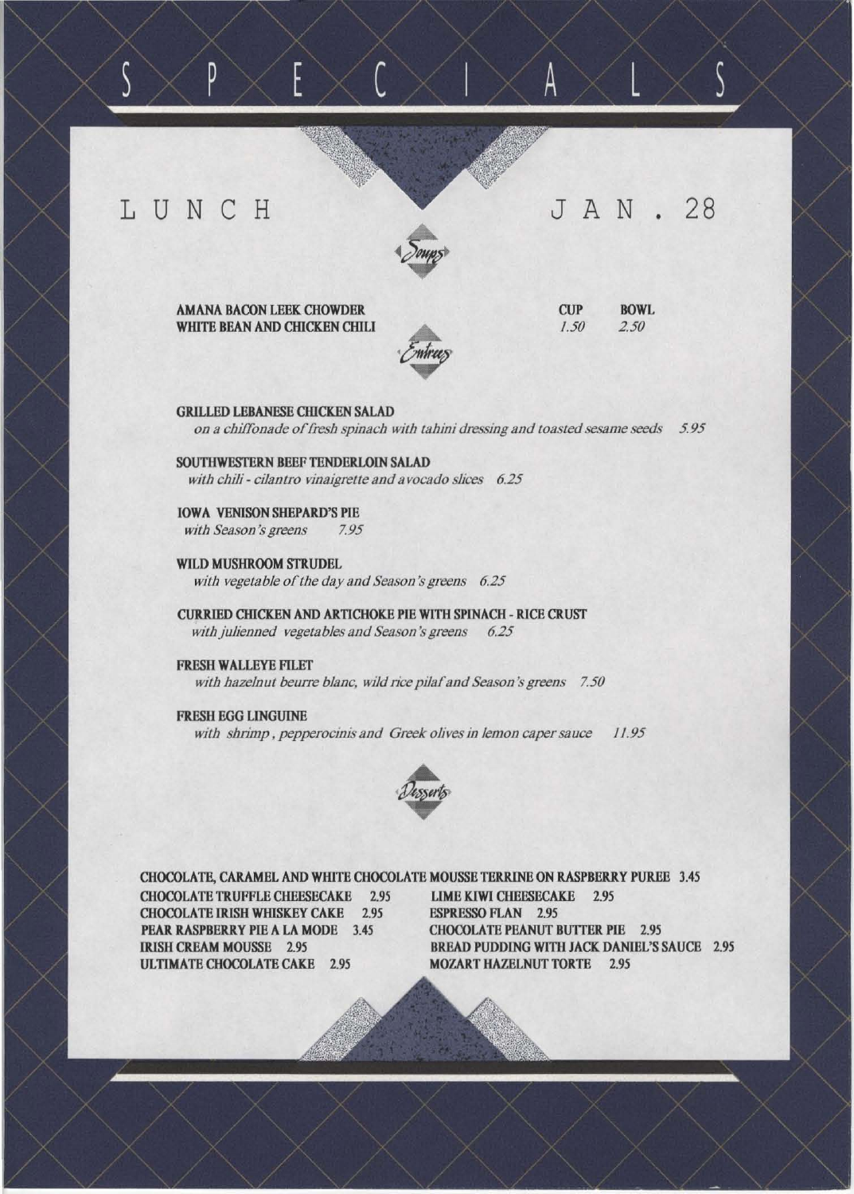# S P E C I A L S

## LUNCH

## JAN. 28

### Soups

| | CUP | BOWL |
|---|---|---|
| **AMANA BACON LEEK CHOWDER** | *1.50* | *2.50* |
| **WHITE BEAN AND CHICKEN CHILI** | | |

### Entrees

**GRILLED LEBANESE CHICKEN SALAD**
*on a chiffonade of fresh spinach with tahini dressing and toasted sesame seeds 5.95*

**SOUTHWESTERN BEEF TENDERLOIN SALAD**
*with chili - cilantro vinaigrette and avocado slices 6.25*

**IOWA VENISON SHEPARD'S PIE**
*with Season's greens 7.95*

**WILD MUSHROOM STRUDEL**
*with vegetable of the day and Season's greens 6.25*

**CURRIED CHICKEN AND ARTICHOKE PIE WITH SPINACH - RICE CRUST**
*with julienned vegetables and Season's greens 6.25*

**FRESH WALLEYE FILET**
*with hazelnut beurre blanc, wild rice pilaf and Season's greens 7.50*

**FRESH EGG LINGUINE**
*with shrimp, pepperocinis and Greek olives in lemon caper sauce 11.95*

### Desserts

**CHOCOLATE, CARAMEL AND WHITE CHOCOLATE MOUSSE TERRINE ON RASPBERRY PUREE 3.45**

**CHOCOLATE TRUFFLE CHEESECAKE 2.95**
**CHOCOLATE IRISH WHISKEY CAKE 2.95**
**PEAR RASPBERRY PIE A LA MODE 3.45**
**IRISH CREAM MOUSSE 2.95**
**ULTIMATE CHOCOLATE CAKE 2.95**
**LIME KIWI CHEESECAKE 2.95**
**ESPRESSO FLAN 2.95**
**CHOCOLATE PEANUT BUTTER PIE 2.95**
**BREAD PUDDING WITH JACK DANIEL'S SAUCE 2.95**
**MOZART HAZELNUT TORTE 2.95**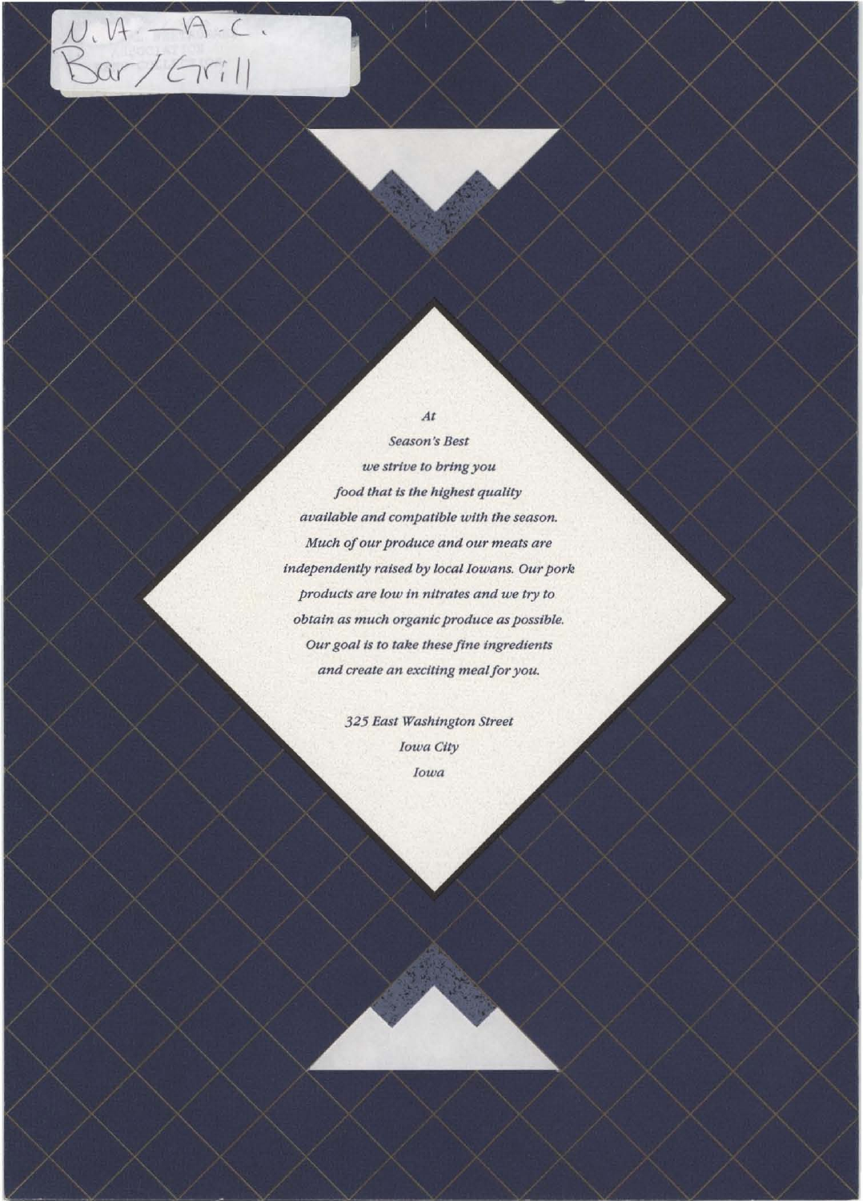N.A. — A.C.
Bar/Grill

*At*
*Season's Best*
*we strive to bring you*
*food that is the highest quality*
*available and compatible with the season.*
*Much of our produce and our meats are*
*independently raised by local Iowans. Our pork*
*products are low in nitrates and we try to*
*obtain as much organic produce as possible.*
*Our goal is to take these fine ingredients*
*and create an exciting meal for you.*

*325 East Washington Street*
*Iowa City*
*Iowa*